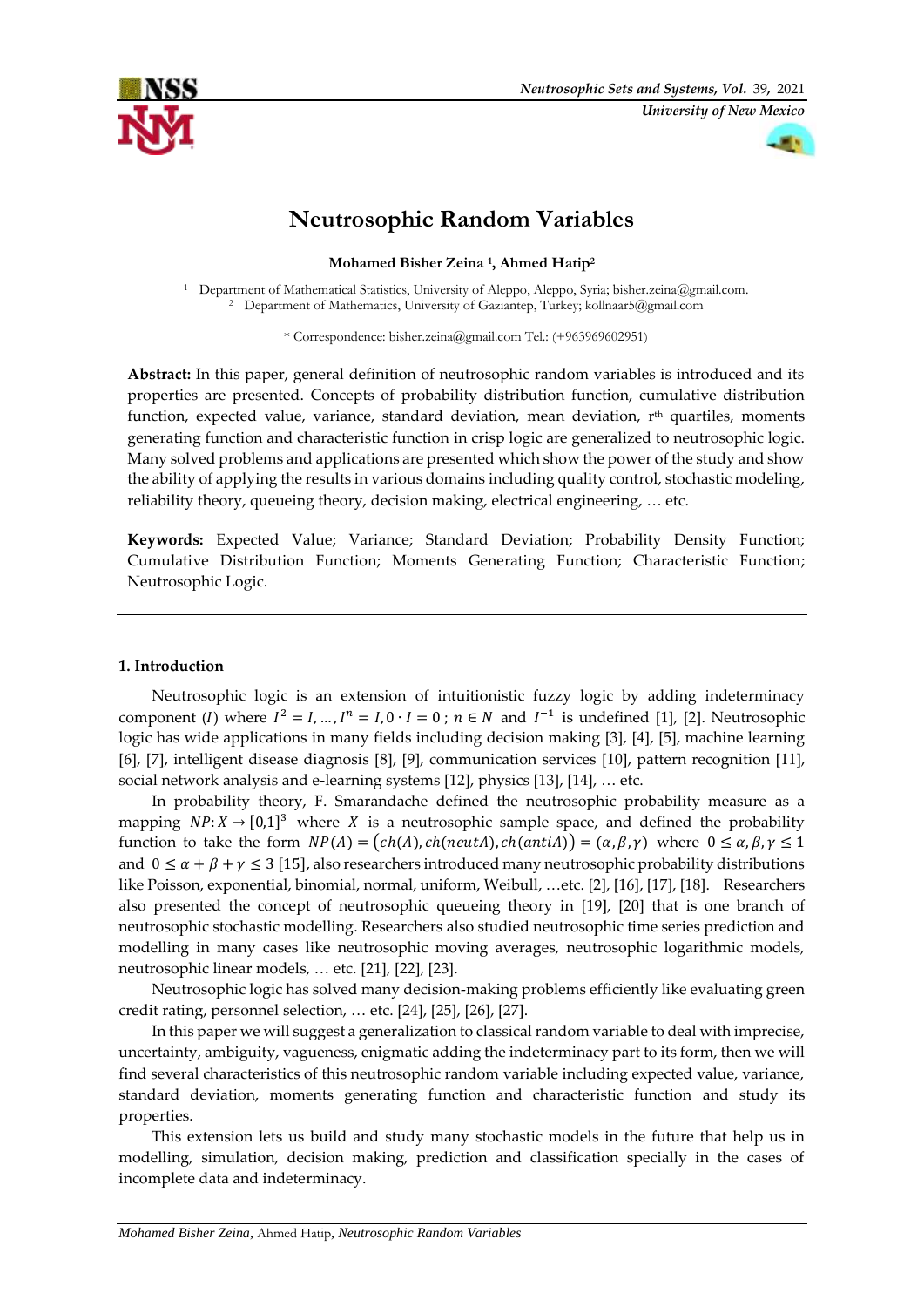# Neutrosophic Random Variables

**Mohamed Bisher Zeina [1], Ahmed Hatip[2]**

[1] Department of Mathematical Statistics, University of Aleppo, Aleppo, Syria; bisher.zeina@gmail.com.
[2] Department of Mathematics, University of Gaziantep, Turkey; kollnaar5@gmail.com

* Correspondence: bisher.zeina@gmail.com Tel.: (+963969602951)

**Abstract:** In this paper, general definition of neutrosophic random variables is introduced and its properties are presented. Concepts of probability distribution function, cumulative distribution function, expected value, variance, standard deviation, mean deviation, $r^{th}$ quartiles, moments generating function and characteristic function in crisp logic are generalized to neutrosophic logic. Many solved problems and applications are presented which show the power of the study and show the ability of applying the results in various domains including quality control, stochastic modeling, reliability theory, queueing theory, decision making, electrical engineering, … etc.

**Keywords:** Expected Value; Variance; Standard Deviation; Probability Density Function; Cumulative Distribution Function; Moments Generating Function; Characteristic Function; Neutrosophic Logic.

## 1. Introduction

Neutrosophic logic is an extension of intuitionistic fuzzy logic by adding indeterminacy component ($I$) where $I^2 = I, \dots, I^n = I, 0 \cdot I = 0$ ; $n \in N$ and $I^{-1}$ is undefined [1], [2]. Neutrosophic logic has wide applications in many fields including decision making [3], [4], [5], machine learning [6], [7], intelligent disease diagnosis [8], [9], communication services [10], pattern recognition [11], social network analysis and e-learning systems [12], physics [13], [14], … etc.

In probability theory, F. Smarandache defined the neutrosophic probability measure as a mapping $NP: X \to [0,1]^3$ where $X$ is a neutrosophic sample space, and defined the probability function to take the form $NP(A) = \big(ch(A), ch(neutA), ch(antiA)\big) = (\alpha, \beta, \gamma)$ where $0 \le \alpha, \beta, \gamma \le 1$ and $0 \le \alpha + \beta + \gamma \le 3$ [15], also researchers introduced many neutrosophic probability distributions like Poisson, exponential, binomial, normal, uniform, Weibull, …etc. [2], [16], [17], [18]. Researchers also presented the concept of neutrosophic queueing theory in [19], [20] that is one branch of neutrosophic stochastic modelling. Researchers also studied neutrosophic time series prediction and modelling in many cases like neutrosophic moving averages, neutrosophic logarithmic models, neutrosophic linear models, … etc. [21], [22], [23].

Neutrosophic logic has solved many decision-making problems efficiently like evaluating green credit rating, personnel selection, … etc. [24], [25], [26], [27].

In this paper we will suggest a generalization to classical random variable to deal with imprecise, uncertainty, ambiguity, vagueness, enigmatic adding the indeterminacy part to its form, then we will find several characteristics of this neutrosophic random variable including expected value, variance, standard deviation, moments generating function and characteristic function and study its properties.

This extension lets us build and study many stochastic models in the future that help us in modelling, simulation, decision making, prediction and classification specially in the cases of incomplete data and indeterminacy.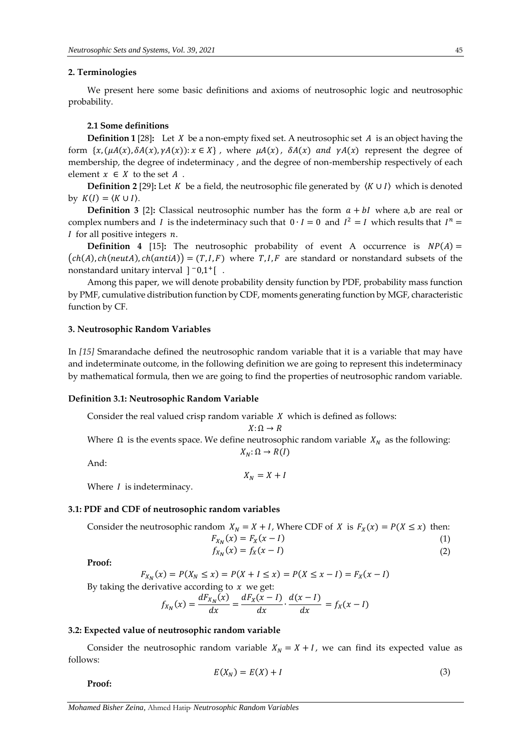## 2. Terminologies

We present here some basic definitions and axioms of neutrosophic logic and neutrosophic probability.

### 2.1 Some definitions

**Definition 1** [28]**:** Let $X$ be a non-empty fixed set. A neutrosophic set $A$ is an object having the form $\{x, (\mu A(x), \delta A(x), \gamma A(x)) : x \in X\}$, where $\mu A(x)$, $\delta A(x)$ $and$ $\gamma A(x)$ represent the degree of membership, the degree of indeterminacy, and the degree of non-membership respectively of each element $x \in X$ to the set $A$.

**Definition 2** [29]**:** Let $K$ be a field, the neutrosophic file generated by $\langle K \cup I \rangle$ which is denoted by $K(I) = \langle K \cup I \rangle$.

**Definition 3** [2]**:** Classical neutrosophic number has the form $a + bI$ where a,b are real or complex numbers and $I$ is the indeterminacy such that $0 \cdot I = 0$ and $I^2 = I$ which results that $I^n = I$ for all positive integers $n$.

**Definition 4** [15]**:** The neutrosophic probability of event A occurrence is $NP(A) = (ch(A), ch(neutA), ch(antiA)) = (T, I, F)$ where $T, I, F$ are standard or nonstandard subsets of the nonstandard unitary interval $]^{-}0, 1^{+}[$.

Among this paper, we will denote probability density function by PDF, probability mass function by PMF, cumulative distribution function by CDF, moments generating function by MGF, characteristic function by CF.

## 3. Neutrosophic Random Variables

In *[15]* Smarandache defined the neutrosophic random variable that it is a variable that may have and indeterminate outcome, in the following definition we are going to represent this indeterminacy by mathematical formula, then we are going to find the properties of neutrosophic random variable.

### Definition 3.1: Neutrosophic Random Variable

Consider the real valued crisp random variable $X$ which is defined as follows:

$$X : \Omega \to R$$

Where $\Omega$ is the events space. We define neutrosophic random variable $X_N$ as the following:

$$X_N : \Omega \to R(I)$$

And:

$$X_N = X + I$$

Where $I$ is indeterminacy.

### 3.1: PDF and CDF of neutrosophic random variables

Consider the neutrosophic random $X_N = X + I$, Where CDF of $X$ is $F_X(x) = P(X \leq x)$ then:

$$F_{X_N}(x) = F_X(x - I) \tag{1}$$

$$f_{X_N}(x) = f_X(x - I) \tag{2}$$

**Proof:**

$$F_{X_N}(x) = P(X_N \leq x) = P(X + I \leq x) = P(X \leq x - I) = F_X(x - I)$$

By taking the derivative according to $x$ we get:

$$f_{X_N}(x) = \frac{dF_{X_N}(x)}{dx} = \frac{dF_X(x - I)}{dx} \cdot \frac{d(x - I)}{dx} = f_X(x - I)$$

### 3.2: Expected value of neutrosophic random variable

Consider the neutrosophic random variable $X_N = X + I$, we can find its expected value as follows:

$$E(X_N) = E(X) + I \tag{3}$$

**Proof:**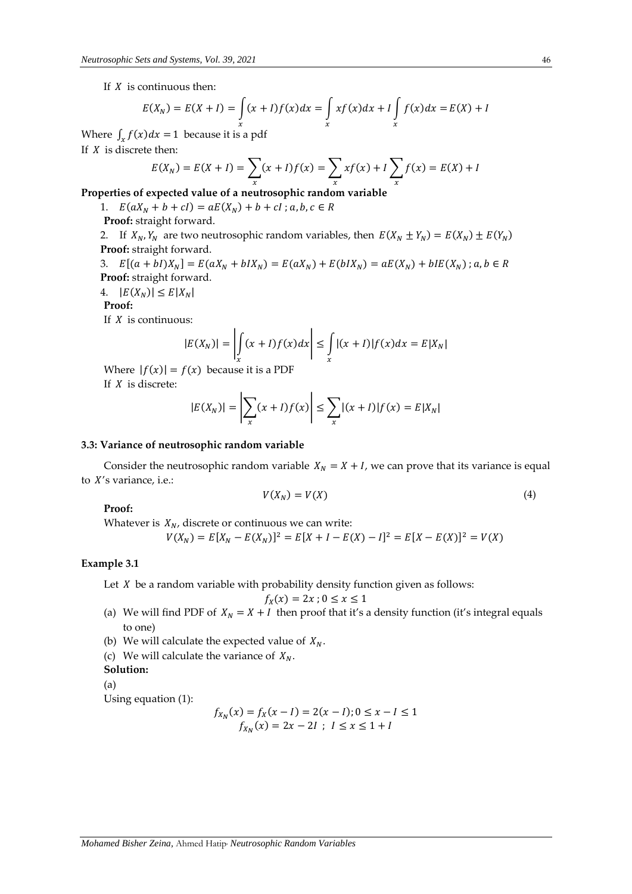If $X$ is continuous then:

$$E(X_N) = E(X + I) = \int_x (x + I)f(x)dx = \int_x xf(x)dx + I\int_x f(x)dx = E(X) + I$$

Where $\int_x f(x)dx = 1$ because it is a pdf

If $X$ is discrete then:

$$E(X_N) = E(X + I) = \sum_x (x + I)f(x) = \sum_x xf(x) + I\sum_x f(x) = E(X) + I$$

**Properties of expected value of a neutrosophic random variable**

1. $E(aX_N + b + cI) = aE(X_N) + b + cI\ ; a, b, c \in R$

   **Proof:** straight forward.

2. If $X_N, Y_N$ are two neutrosophic random variables, then $E(X_N \pm Y_N) = E(X_N) \pm E(Y_N)$

   **Proof:** straight forward.

3. $E[(a + bI)X_N] = E(aX_N + bIX_N) = E(aX_N) + E(bIX_N) = aE(X_N) + bIE(X_N)\ ; a, b \in R$

   **Proof:** straight forward.

4. $|E(X_N)| \leq E|X_N|$

   **Proof:**

   If $X$ is continuous:

$$|E(X_N)| = \left|\int_x (x + I)f(x)dx\right| \leq \int_x |(x + I)|f(x)dx = E|X_N|$$

   Where $|f(x)| = f(x)$ because it is a PDF

   If $X$ is discrete:

$$|E(X_N)| = \left|\sum_x (x + I)f(x)\right| \leq \sum_x |(x + I)|f(x) = E|X_N|$$

### 3.3: Variance of neutrosophic random variable

Consider the neutrosophic random variable $X_N = X + I$, we can prove that its variance is equal to $X$'s variance, i.e.:

$$V(X_N) = V(X) \tag{4}$$

**Proof:**

Whatever is $X_N$, discrete or continuous we can write:

$$V(X_N) = E[X_N - E(X_N)]^2 = E[X + I - E(X) - I]^2 = E[X - E(X)]^2 = V(X)$$

#### Example 3.1

Let $X$ be a random variable with probability density function given as follows:

$$f_X(x) = 2x\ ; 0 \leq x \leq 1$$

(a) We will find PDF of $X_N = X + I$ then proof that it's a density function (it's integral equals to one)

(b) We will calculate the expected value of $X_N$.

(c) We will calculate the variance of $X_N$.

**Solution:**

(a)

Using equation (1):

$$f_{X_N}(x) = f_X(x - I) = 2(x - I); 0 \leq x - I \leq 1$$

$$f_{X_N}(x) = 2x - 2I\ ;\ I \leq x \leq 1 + I$$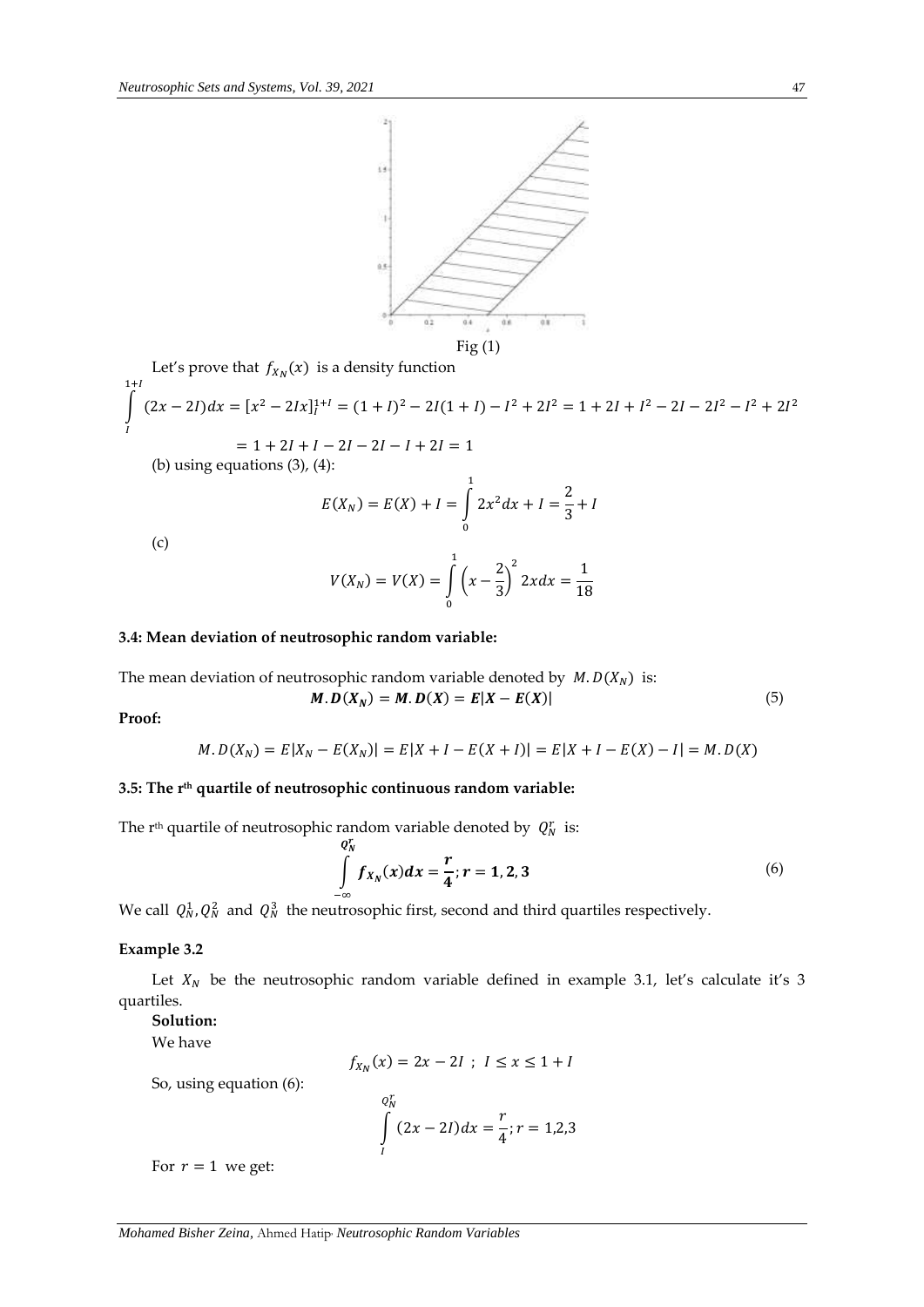Fig (1)

Let's prove that $f_{X_N}(x)$ is a density function

$$\int_{I}^{1+I} (2x - 2I)dx = [x^2 - 2Ix]_I^{1+I} = (1+I)^2 - 2I(1+I) - I^2 + 2I^2 = 1 + 2I + I^2 - 2I - 2I^2 - I^2 + 2I^2$$

$$= 1 + 2I + I - 2I - 2I - I + 2I = 1$$

(b) using equations (3), (4):

$$E(X_N) = E(X) + I = \int_0^1 2x^2 dx + I = \frac{2}{3} + I$$

(c)

$$V(X_N) = V(X) = \int_0^1 \left(x - \frac{2}{3}\right)^2 2x dx = \frac{1}{18}$$

### 3.4: Mean deviation of neutrosophic random variable:

The mean deviation of neutrosophic random variable denoted by $M.D(X_N)$ is:

$$\boldsymbol{M.D(X_N) = M.D(X) = E|X - E(X)|} \tag{5}$$

**Proof:**

$$M.D(X_N) = E|X_N - E(X_N)| = E|X + I - E(X + I)| = E|X + I - E(X) - I| = M.D(X)$$

### 3.5: The r^th quartile of neutrosophic continuous random variable:

The r^th quartile of neutrosophic random variable denoted by $Q_N^r$ is:

$$\boldsymbol{\int_{-\infty}^{Q_N^r} f_{X_N}(x)dx = \frac{r}{4}; r = 1, 2, 3} \tag{6}$$

We call $Q_N^1, Q_N^2$ and $Q_N^3$ the neutrosophic first, second and third quartiles respectively.

#### Example 3.2

Let $X_N$ be the neutrosophic random variable defined in example 3.1, let's calculate it's 3 quartiles.

**Solution:**

We have

$$f_{X_N}(x) = 2x - 2I \;;\; I \le x \le 1 + I$$

So, using equation (6):

$$\int_{I}^{Q_N^r} (2x - 2I)dx = \frac{r}{4}; r = 1,2,3$$

For $r = 1$ we get: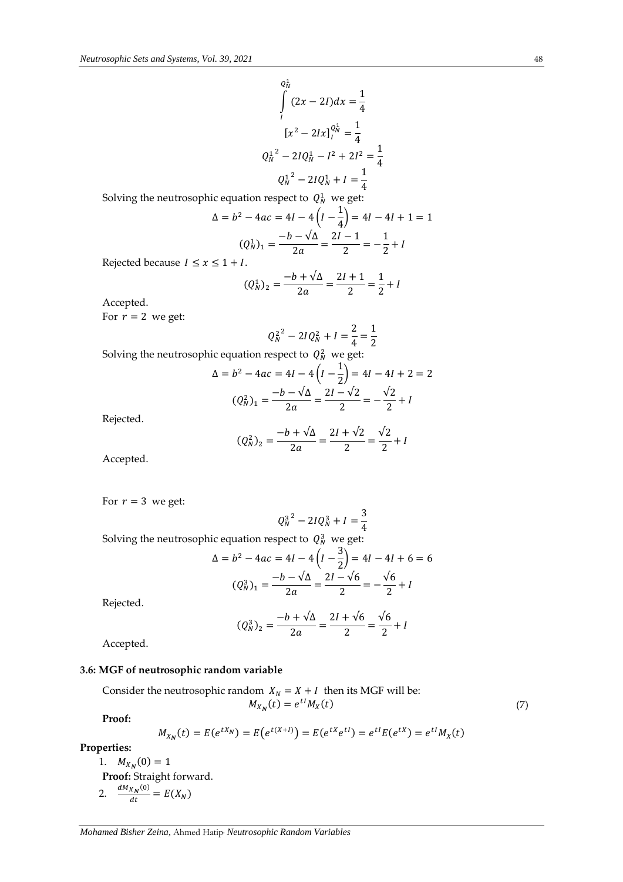$$\int_{I}^{Q_N^1} (2x - 2I)dx = \frac{1}{4}$$

$$[x^2 - 2Ix]_I^{Q_N^1} = \frac{1}{4}$$

$${Q_N^1}^2 - 2IQ_N^1 - I^2 + 2I^2 = \frac{1}{4}$$

$${Q_N^1}^2 - 2IQ_N^1 + I = \frac{1}{4}$$

Solving the neutrosophic equation respect to $Q_N^1$ we get:

$$\Delta = b^2 - 4ac = 4I - 4\left(I - \frac{1}{4}\right) = 4I - 4I + 1 = 1$$

$$(Q_N^1)_1 = \frac{-b - \sqrt{\Delta}}{2a} = \frac{2I - 1}{2} = -\frac{1}{2} + I$$

Rejected because $I \leq x \leq 1 + I$.

$$(Q_N^1)_2 = \frac{-b + \sqrt{\Delta}}{2a} = \frac{2I + 1}{2} = \frac{1}{2} + I$$

Accepted.

For $r = 2$ we get:

$${Q_N^2}^2 - 2IQ_N^2 + I = \frac{2}{4} = \frac{1}{2}$$

Solving the neutrosophic equation respect to $Q_N^2$ we get:

$$\Delta = b^2 - 4ac = 4I - 4\left(I - \frac{1}{2}\right) = 4I - 4I + 2 = 2$$

$$(Q_N^2)_1 = \frac{-b - \sqrt{\Delta}}{2a} = \frac{2I - \sqrt{2}}{2} = -\frac{\sqrt{2}}{2} + I$$

Rejected.

$$(Q_N^2)_2 = \frac{-b + \sqrt{\Delta}}{2a} = \frac{2I + \sqrt{2}}{2} = \frac{\sqrt{2}}{2} + I$$

Accepted.

For $r = 3$ we get:

$${Q_N^3}^2 - 2IQ_N^3 + I = \frac{3}{4}$$

Solving the neutrosophic equation respect to $Q_N^3$ we get:

$$\Delta = b^2 - 4ac = 4I - 4\left(I - \frac{3}{2}\right) = 4I - 4I + 6 = 6$$

$$(Q_N^3)_1 = \frac{-b - \sqrt{\Delta}}{2a} = \frac{2I - \sqrt{6}}{2} = -\frac{\sqrt{6}}{2} + I$$

Rejected.

$$(Q_N^3)_2 = \frac{-b + \sqrt{\Delta}}{2a} = \frac{2I + \sqrt{6}}{2} = \frac{\sqrt{6}}{2} + I$$

Accepted.

### 3.6: MGF of neutrosophic random variable

Consider the neutrosophic random $X_N = X + I$ then its MGF will be:

$$M_{X_N}(t) = e^{tI}M_X(t) \tag{7}$$

**Proof:**

$$M_{X_N}(t) = E(e^{tX_N}) = E\left(e^{t(X+I)}\right) = E(e^{tX}e^{tI}) = e^{tI}E(e^{tX}) = e^{tI}M_X(t)$$

**Properties:**

1. $M_{X_N}(0) = 1$

   **Proof:** Straight forward.

2. $\frac{dM_{X_N}(0)}{dt} = E(X_N)$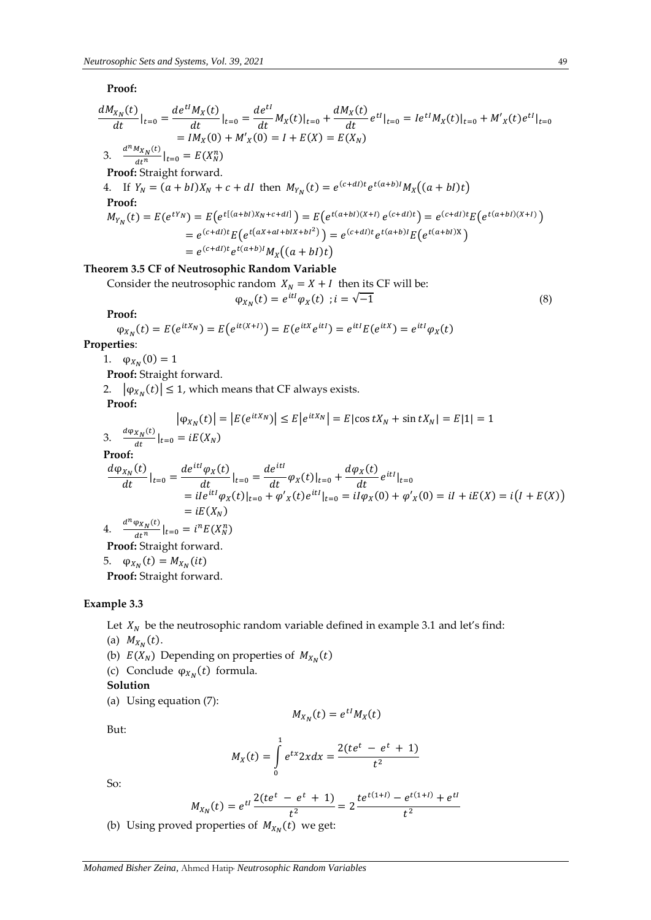**Proof:**

$$\frac{dM_{X_N}(t)}{dt}|_{t=0} = \frac{de^{tI}M_X(t)}{dt}|_{t=0} = \frac{de^{tI}}{dt}M_X(t)|_{t=0} + \frac{dM_X(t)}{dt}e^{tI}|_{t=0} = Ie^{tI}M_X(t)|_{t=0} + M'_X(t)e^{tI}|_{t=0}$$
$$= IM_X(0) + M'_X(0) = I + E(X) = E(X_N)$$

3. $\frac{d^n M_{X_N}(t)}{dt^n}|_{t=0} = E(X_N^n)$

**Proof:** Straight forward.

4. If $Y_N = (a+bI)X_N + c + dI$ then $M_{Y_N}(t) = e^{(c+dI)t}e^{t(a+b)I}M_X\big((a+bI)t\big)$

**Proof:**

$$M_{Y_N}(t) = E(e^{tY_N}) = E\big(e^{t[(a+bI)X_N+c+dI]}\big) = E\big(e^{t(a+bI)(X+I)}\,e^{(c+dI)t}\big) = e^{(c+dI)t}E\big(e^{t(a+bI)(X+I)}\big)$$
$$= e^{(c+dI)t}E\big(e^{t(aX+aI+bIX+bI^2)}\big) = e^{(c+dI)t}e^{t(a+b)I}E\big(e^{t(a+bI)X}\big)$$
$$= e^{(c+dI)t}e^{t(a+b)I}M_X\big((a+bI)t\big)$$

**Theorem 3.5 CF of Neutrosophic Random Variable**

Consider the neutrosophic random $X_N = X + I$ then its CF will be:

$$\varphi_{X_N}(t) = e^{itI}\varphi_X(t) \; ; i = \sqrt{-1} \tag{8}$$

**Proof:**

$$\varphi_{X_N}(t) = E(e^{itX_N}) = E\big(e^{it(X+I)}\big) = E(e^{itX}e^{itI}) = e^{itI}E(e^{itX}) = e^{itI}\varphi_X(t)$$

**Properties**:

1. $\varphi_{X_N}(0) = 1$

**Proof:** Straight forward.

2. $|\varphi_{X_N}(t)| \le 1$, which means that CF always exists.

**Proof:**

$$|\varphi_{X_N}(t)| = |E(e^{itX_N})| \le E|e^{itX_N}| = E|\cos tX_N + \sin tX_N| = E|1| = 1$$

3. $\frac{d\varphi_{X_N}(t)}{dt}|_{t=0} = iE(X_N)$

**Proof:**

$$\frac{d\varphi_{X_N}(t)}{dt}|_{t=0} = \frac{de^{itI}\varphi_X(t)}{dt}|_{t=0} = \frac{de^{itI}}{dt}\varphi_X(t)|_{t=0} + \frac{d\varphi_X(t)}{dt}e^{itI}|_{t=0}$$
$$= iIe^{itI}\varphi_X(t)|_{t=0} + \varphi'_X(t)e^{itI}|_{t=0} = iI\varphi_X(0) + \varphi'_X(0) = iI + iE(X) = i\big(I + E(X)\big)$$
$$= iE(X_N)$$

4. $\frac{d^n\varphi_{X_N}(t)}{dt^n}|_{t=0} = i^nE(X_N^n)$

**Proof:** Straight forward.

5. $\varphi_{X_N}(t) = M_{X_N}(it)$

**Proof:** Straight forward.

**Example 3.3**

Let $X_N$ be the neutrosophic random variable defined in example 3.1 and let's find:

(a) $M_{X_N}(t)$.

(b) $E(X_N)$ Depending on properties of $M_{X_N}(t)$

(c) Conclude $\varphi_{X_N}(t)$ formula.

**Solution**

(a) Using equation (7):

$$M_{X_N}(t) = e^{tI}M_X(t)$$

But:

$$M_X(t) = \int_0^1 e^{tx}2x\,dx = \frac{2(te^t - e^t + 1)}{t^2}$$

So:

$$M_{X_N}(t) = e^{tI}\frac{2(te^t - e^t + 1)}{t^2} = 2\frac{te^{t(1+I)} - e^{t(1+I)} + e^{tI}}{t^2}$$

(b) Using proved properties of $M_{X_N}(t)$ we get: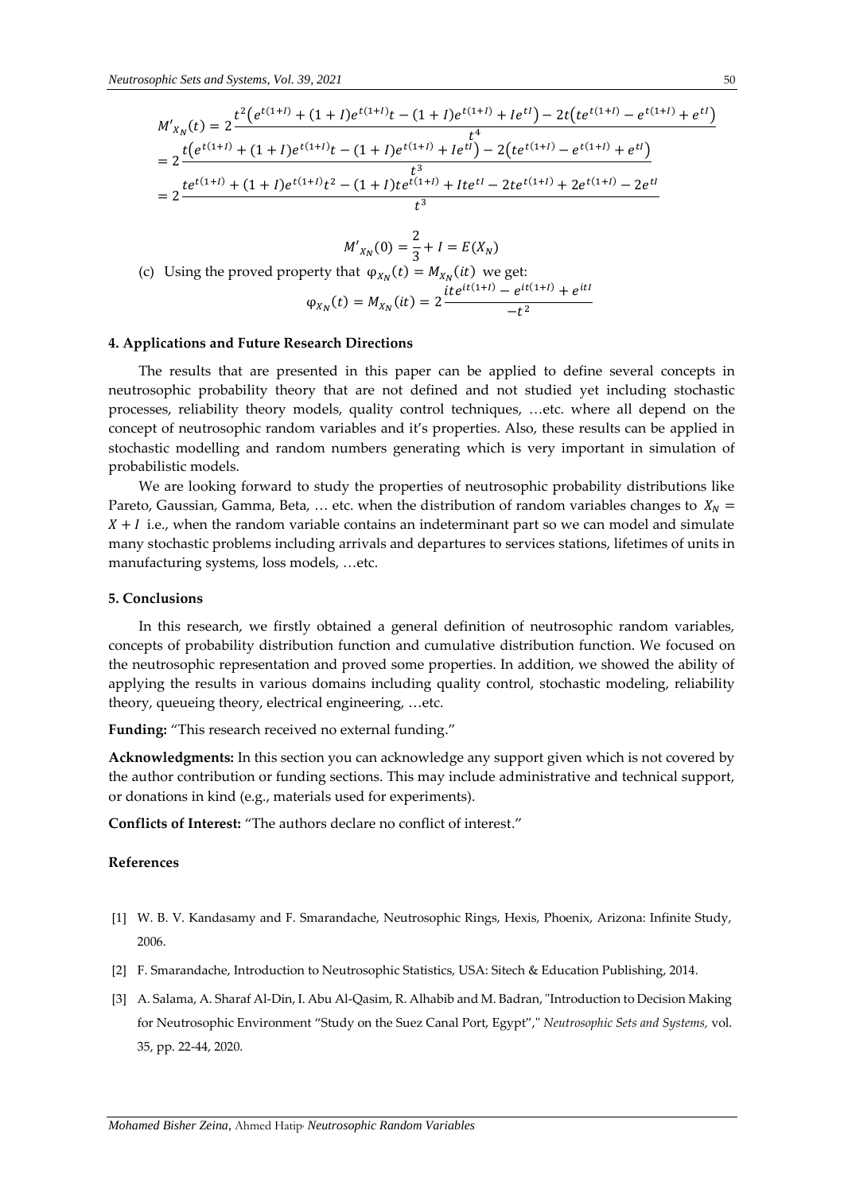$$M'_{X_N}(t) = 2\frac{t^2\left(e^{t(1+I)} + (1+I)e^{t(1+I)}t - (1+I)e^{t(1+I)} + Ie^{tI}\right) - 2t\left(te^{t(1+I)} - e^{t(1+I)} + e^{tI}\right)}{t^4}$$
$$= 2\frac{t\left(e^{t(1+I)} + (1+I)e^{t(1+I)}t - (1+I)e^{t(1+I)} + Ie^{tI}\right) - 2\left(te^{t(1+I)} - e^{t(1+I)} + e^{tI}\right)}{t^3}$$
$$= 2\frac{te^{t(1+I)} + (1+I)e^{t(1+I)}t^2 - (1+I)te^{t(1+I)} + Ite^{tI} - 2te^{t(1+I)} + 2e^{t(1+I)} - 2e^{tI}}{t^3}$$

$$M'_{X_N}(0) = \frac{2}{3} + I = E(X_N)$$

(c) Using the proved property that $\varphi_{X_N}(t) = M_{X_N}(it)$ we get:

$$\varphi_{X_N}(t) = M_{X_N}(it) = 2\frac{ite^{it(1+I)} - e^{it(1+I)} + e^{itI}}{-t^2}$$

#### 4. Applications and Future Research Directions

The results that are presented in this paper can be applied to define several concepts in neutrosophic probability theory that are not defined and not studied yet including stochastic processes, reliability theory models, quality control techniques, …etc. where all depend on the concept of neutrosophic random variables and it's properties. Also, these results can be applied in stochastic modelling and random numbers generating which is very important in simulation of probabilistic models.

We are looking forward to study the properties of neutrosophic probability distributions like Pareto, Gaussian, Gamma, Beta, … etc. when the distribution of random variables changes to $X_N = X + I$ i.e., when the random variable contains an indeterminant part so we can model and simulate many stochastic problems including arrivals and departures to services stations, lifetimes of units in manufacturing systems, loss models, …etc.

#### 5. Conclusions

In this research, we firstly obtained a general definition of neutrosophic random variables, concepts of probability distribution function and cumulative distribution function. We focused on the neutrosophic representation and proved some properties. In addition, we showed the ability of applying the results in various domains including quality control, stochastic modeling, reliability theory, queueing theory, electrical engineering, …etc.

**Funding:** "This research received no external funding."

**Acknowledgments:** In this section you can acknowledge any support given which is not covered by the author contribution or funding sections. This may include administrative and technical support, or donations in kind (e.g., materials used for experiments).

**Conflicts of Interest:** "The authors declare no conflict of interest."

#### References

[1] W. B. V. Kandasamy and F. Smarandache, Neutrosophic Rings, Hexis, Phoenix, Arizona: Infinite Study, 2006.

[2] F. Smarandache, Introduction to Neutrosophic Statistics, USA: Sitech & Education Publishing, 2014.

[3] A. Salama, A. Sharaf Al-Din, I. Abu Al-Qasim, R. Alhabib and M. Badran, "Introduction to Decision Making for Neutrosophic Environment "Study on the Suez Canal Port, Egypt"," *Neutrosophic Sets and Systems,* vol. 35, pp. 22-44, 2020.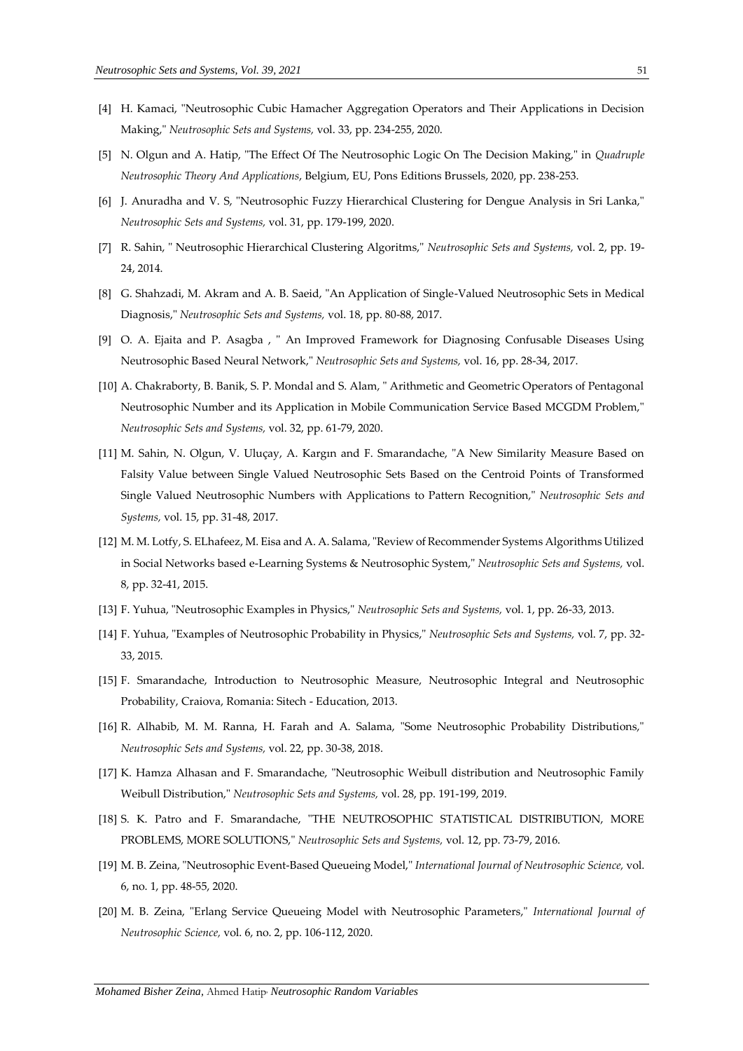[4] H. Kamaci, "Neutrosophic Cubic Hamacher Aggregation Operators and Their Applications in Decision Making," *Neutrosophic Sets and Systems,* vol. 33, pp. 234-255, 2020.

[5] N. Olgun and A. Hatip, "The Effect Of The Neutrosophic Logic On The Decision Making," in *Quadruple Neutrosophic Theory And Applications*, Belgium, EU, Pons Editions Brussels, 2020, pp. 238-253.

[6] J. Anuradha and V. S, "Neutrosophic Fuzzy Hierarchical Clustering for Dengue Analysis in Sri Lanka," *Neutrosophic Sets and Systems,* vol. 31, pp. 179-199, 2020.

[7] R. Sahin, " Neutrosophic Hierarchical Clustering Algoritms," *Neutrosophic Sets and Systems,* vol. 2, pp. 19-24, 2014.

[8] G. Shahzadi, M. Akram and A. B. Saeid, "An Application of Single-Valued Neutrosophic Sets in Medical Diagnosis," *Neutrosophic Sets and Systems,* vol. 18, pp. 80-88, 2017.

[9] O. A. Ejaita and P. Asagba , " An Improved Framework for Diagnosing Confusable Diseases Using Neutrosophic Based Neural Network," *Neutrosophic Sets and Systems,* vol. 16, pp. 28-34, 2017.

[10] A. Chakraborty, B. Banik, S. P. Mondal and S. Alam, " Arithmetic and Geometric Operators of Pentagonal Neutrosophic Number and its Application in Mobile Communication Service Based MCGDM Problem," *Neutrosophic Sets and Systems,* vol. 32, pp. 61-79, 2020.

[11] M. Sahin, N. Olgun, V. Uluçay, A. Kargın and F. Smarandache, "A New Similarity Measure Based on Falsity Value between Single Valued Neutrosophic Sets Based on the Centroid Points of Transformed Single Valued Neutrosophic Numbers with Applications to Pattern Recognition," *Neutrosophic Sets and Systems,* vol. 15, pp. 31-48, 2017.

[12] M. M. Lotfy, S. ELhafeez, M. Eisa and A. A. Salama, "Review of Recommender Systems Algorithms Utilized in Social Networks based e-Learning Systems & Neutrosophic System," *Neutrosophic Sets and Systems,* vol. 8, pp. 32-41, 2015.

[13] F. Yuhua, "Neutrosophic Examples in Physics," *Neutrosophic Sets and Systems,* vol. 1, pp. 26-33, 2013.

[14] F. Yuhua, "Examples of Neutrosophic Probability in Physics," *Neutrosophic Sets and Systems,* vol. 7, pp. 32-33, 2015.

[15] F. Smarandache, Introduction to Neutrosophic Measure, Neutrosophic Integral and Neutrosophic Probability, Craiova, Romania: Sitech - Education, 2013.

[16] R. Alhabib, M. M. Ranna, H. Farah and A. Salama, "Some Neutrosophic Probability Distributions," *Neutrosophic Sets and Systems,* vol. 22, pp. 30-38, 2018.

[17] K. Hamza Alhasan and F. Smarandache, "Neutrosophic Weibull distribution and Neutrosophic Family Weibull Distribution," *Neutrosophic Sets and Systems,* vol. 28, pp. 191-199, 2019.

[18] S. K. Patro and F. Smarandache, "THE NEUTROSOPHIC STATISTICAL DISTRIBUTION, MORE PROBLEMS, MORE SOLUTIONS," *Neutrosophic Sets and Systems,* vol. 12, pp. 73-79, 2016.

[19] M. B. Zeina, "Neutrosophic Event-Based Queueing Model," *International Journal of Neutrosophic Science,* vol. 6, no. 1, pp. 48-55, 2020.

[20] M. B. Zeina, "Erlang Service Queueing Model with Neutrosophic Parameters," *International Journal of Neutrosophic Science,* vol. 6, no. 2, pp. 106-112, 2020.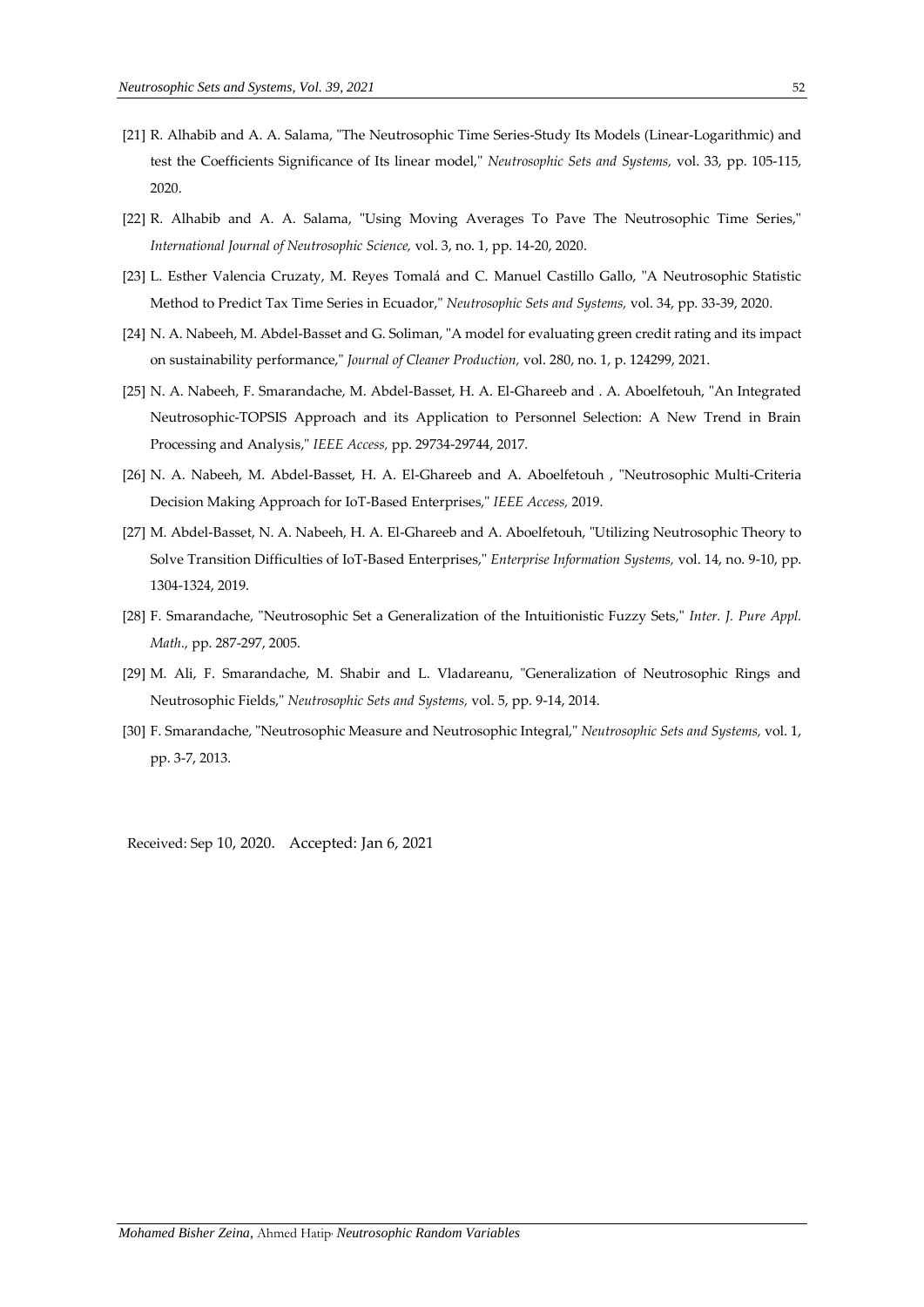[21] R. Alhabib and A. A. Salama, "The Neutrosophic Time Series-Study Its Models (Linear-Logarithmic) and test the Coefficients Significance of Its linear model," *Neutrosophic Sets and Systems,* vol. 33, pp. 105-115, 2020.

[22] R. Alhabib and A. A. Salama, "Using Moving Averages To Pave The Neutrosophic Time Series," *International Journal of Neutrosophic Science,* vol. 3, no. 1, pp. 14-20, 2020.

[23] L. Esther Valencia Cruzaty, M. Reyes Tomalá and C. Manuel Castillo Gallo, "A Neutrosophic Statistic Method to Predict Tax Time Series in Ecuador," *Neutrosophic Sets and Systems,* vol. 34, pp. 33-39, 2020.

[24] N. A. Nabeeh, M. Abdel-Basset and G. Soliman, "A model for evaluating green credit rating and its impact on sustainability performance," *Journal of Cleaner Production,* vol. 280, no. 1, p. 124299, 2021.

[25] N. A. Nabeeh, F. Smarandache, M. Abdel-Basset, H. A. El-Ghareeb and . A. Aboelfetouh, "An Integrated Neutrosophic-TOPSIS Approach and its Application to Personnel Selection: A New Trend in Brain Processing and Analysis," *IEEE Access,* pp. 29734-29744, 2017.

[26] N. A. Nabeeh, M. Abdel-Basset, H. A. El-Ghareeb and A. Aboelfetouh , "Neutrosophic Multi-Criteria Decision Making Approach for IoT-Based Enterprises," *IEEE Access,* 2019.

[27] M. Abdel-Basset, N. A. Nabeeh, H. A. El-Ghareeb and A. Aboelfetouh, "Utilizing Neutrosophic Theory to Solve Transition Difficulties of IoT-Based Enterprises," *Enterprise Information Systems,* vol. 14, no. 9-10, pp. 1304-1324, 2019.

[28] F. Smarandache, "Neutrosophic Set a Generalization of the Intuitionistic Fuzzy Sets," *Inter. J. Pure Appl. Math.,* pp. 287-297, 2005.

[29] M. Ali, F. Smarandache, M. Shabir and L. Vladareanu, "Generalization of Neutrosophic Rings and Neutrosophic Fields," *Neutrosophic Sets and Systems,* vol. 5, pp. 9-14, 2014.

[30] F. Smarandache, "Neutrosophic Measure and Neutrosophic Integral," *Neutrosophic Sets and Systems,* vol. 1, pp. 3-7, 2013.

Received: Sep 10, 2020. Accepted: Jan 6, 2021